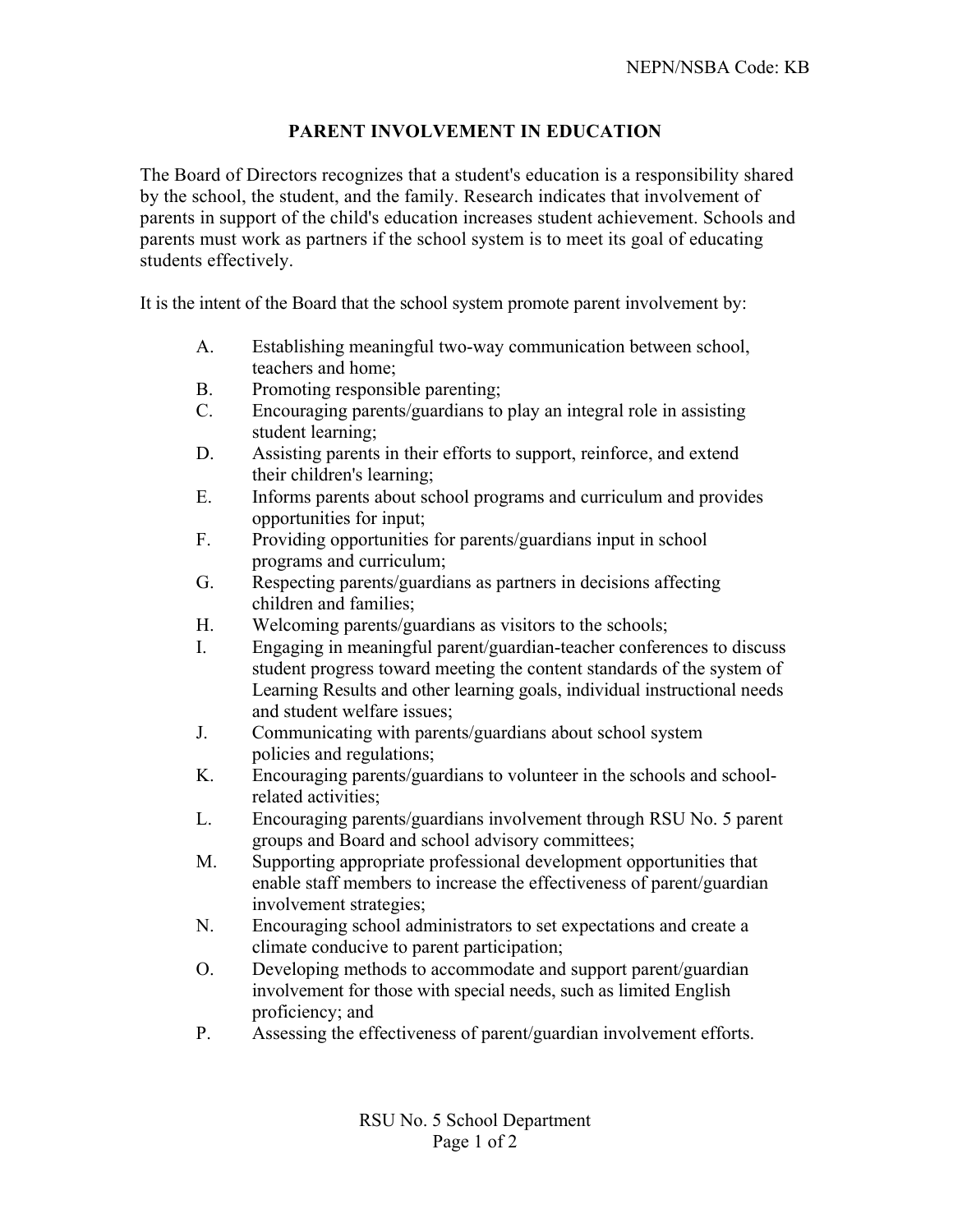NEPN/NSBA Code: KB

# PARENT INVOLVEMENT IN EDUCATION

The Board of Directors recognizes that a student's education is a responsibility shared by the school, the student, and the family. Research indicates that involvement of parents in support of the child's education increases student achievement. Schools and parents must work as partners if the school system is to meet its goal of educating students effectively.

It is the intent of the Board that the school system promote parent involvement by:

A. Establishing meaningful two-way communication between school, teachers and home;
B. Promoting responsible parenting;
C. Encouraging parents/guardians to play an integral role in assisting student learning;
D. Assisting parents in their efforts to support, reinforce, and extend their children's learning;
E. Informs parents about school programs and curriculum and provides opportunities for input;
F. Providing opportunities for parents/guardians input in school programs and curriculum;
G. Respecting parents/guardians as partners in decisions affecting children and families;
H. Welcoming parents/guardians as visitors to the schools;
I. Engaging in meaningful parent/guardian-teacher conferences to discuss student progress toward meeting the content standards of the system of Learning Results and other learning goals, individual instructional needs and student welfare issues;
J. Communicating with parents/guardians about school system policies and regulations;
K. Encouraging parents/guardians to volunteer in the schools and school-related activities;
L. Encouraging parents/guardians involvement through RSU No. 5 parent groups and Board and school advisory committees;
M. Supporting appropriate professional development opportunities that enable staff members to increase the effectiveness of parent/guardian involvement strategies;
N. Encouraging school administrators to set expectations and create a climate conducive to parent participation;
O. Developing methods to accommodate and support parent/guardian involvement for those with special needs, such as limited English proficiency; and
P. Assessing the effectiveness of parent/guardian involvement efforts.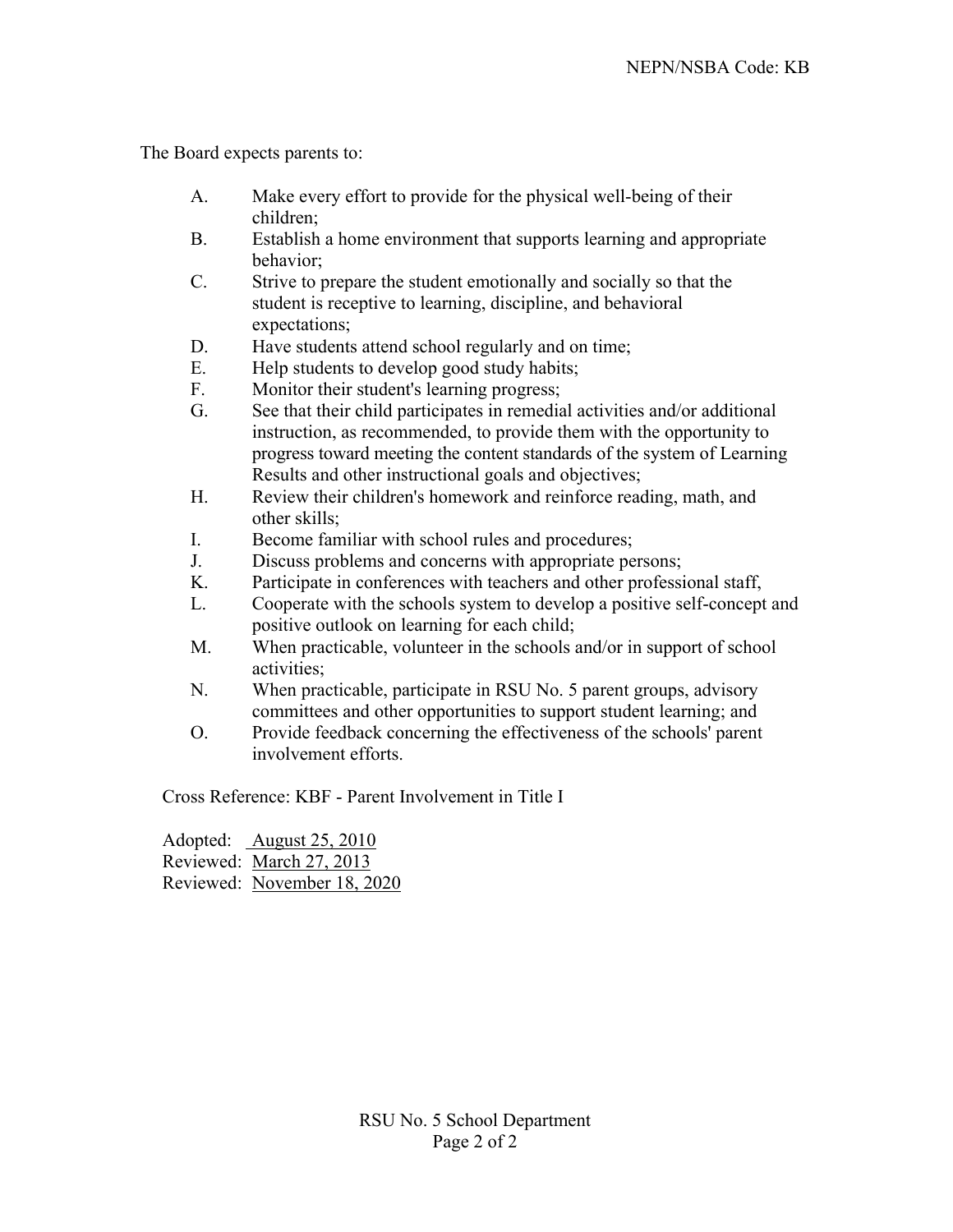The Board expects parents to:

A. Make every effort to provide for the physical well-being of their children;
B. Establish a home environment that supports learning and appropriate behavior;
C. Strive to prepare the student emotionally and socially so that the student is receptive to learning, discipline, and behavioral expectations;
D. Have students attend school regularly and on time;
E. Help students to develop good study habits;
F. Monitor their student's learning progress;
G. See that their child participates in remedial activities and/or additional instruction, as recommended, to provide them with the opportunity to progress toward meeting the content standards of the system of Learning Results and other instructional goals and objectives;
H. Review their children's homework and reinforce reading, math, and other skills;
I. Become familiar with school rules and procedures;
J. Discuss problems and concerns with appropriate persons;
K. Participate in conferences with teachers and other professional staff,
L. Cooperate with the schools system to develop a positive self-concept and positive outlook on learning for each child;
M. When practicable, volunteer in the schools and/or in support of school activities;
N. When practicable, participate in RSU No. 5 parent groups, advisory committees and other opportunities to support student learning; and
O. Provide feedback concerning the effectiveness of the schools' parent involvement efforts.

Cross Reference: KBF - Parent Involvement in Title I

Adopted: August 25, 2010
Reviewed: March 27, 2013
Reviewed: November 18, 2020